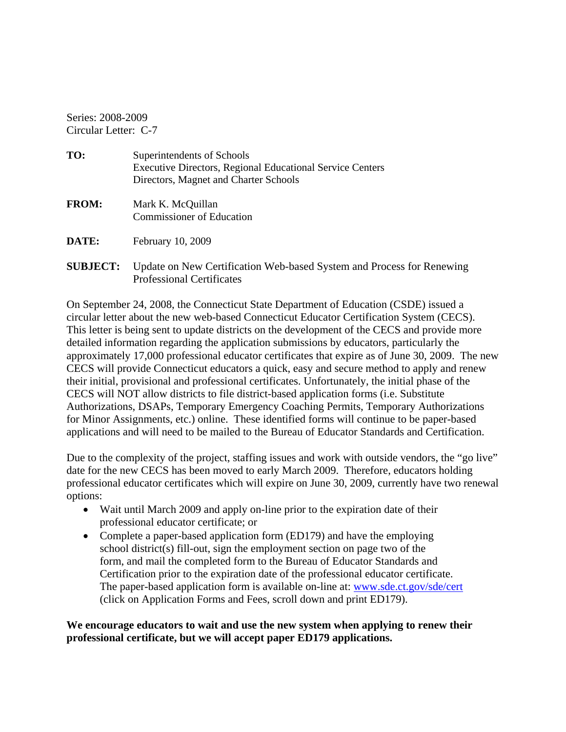Series: 2008-2009
Circular Letter: C-7

**TO:** Superintendents of Schools
Executive Directors, Regional Educational Service Centers
Directors, Magnet and Charter Schools

**FROM:** Mark K. McQuillan
Commissioner of Education

**DATE:** February 10, 2009

**SUBJECT:** Update on New Certification Web-based System and Process for Renewing Professional Certificates

On September 24, 2008, the Connecticut State Department of Education (CSDE) issued a circular letter about the new web-based Connecticut Educator Certification System (CECS). This letter is being sent to update districts on the development of the CECS and provide more detailed information regarding the application submissions by educators, particularly the approximately 17,000 professional educator certificates that expire as of June 30, 2009. The new CECS will provide Connecticut educators a quick, easy and secure method to apply and renew their initial, provisional and professional certificates. Unfortunately, the initial phase of the CECS will NOT allow districts to file district-based application forms (i.e. Substitute Authorizations, DSAPs, Temporary Emergency Coaching Permits, Temporary Authorizations for Minor Assignments, etc.) online. These identified forms will continue to be paper-based applications and will need to be mailed to the Bureau of Educator Standards and Certification.

Due to the complexity of the project, staffing issues and work with outside vendors, the "go live" date for the new CECS has been moved to early March 2009. Therefore, educators holding professional educator certificates which will expire on June 30, 2009, currently have two renewal options:

- Wait until March 2009 and apply on-line prior to the expiration date of their professional educator certificate; or
- Complete a paper-based application form (ED179) and have the employing school district(s) fill-out, sign the employment section on page two of the form, and mail the completed form to the Bureau of Educator Standards and Certification prior to the expiration date of the professional educator certificate. The paper-based application form is available on-line at: [www.sde.ct.gov/sde/cert](www.sde.ct.gov/sde/cert) (click on Application Forms and Fees, scroll down and print ED179).

**We encourage educators to wait and use the new system when applying to renew their professional certificate, but we will accept paper ED179 applications.**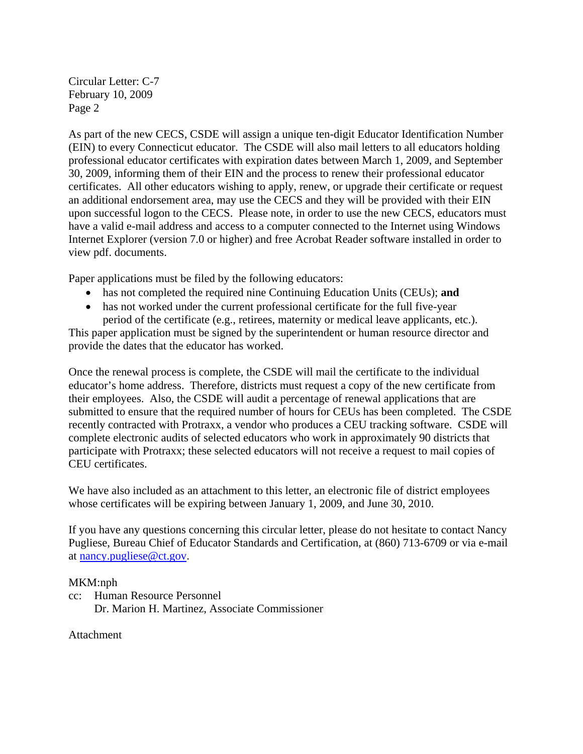As part of the new CECS, CSDE will assign a unique ten-digit Educator Identification Number (EIN) to every Connecticut educator. The CSDE will also mail letters to all educators holding professional educator certificates with expiration dates between March 1, 2009, and September 30, 2009, informing them of their EIN and the process to renew their professional educator certificates. All other educators wishing to apply, renew, or upgrade their certificate or request an additional endorsement area, may use the CECS and they will be provided with their EIN upon successful logon to the CECS. Please note, in order to use the new CECS, educators must have a valid e-mail address and access to a computer connected to the Internet using Windows Internet Explorer (version 7.0 or higher) and free Acrobat Reader software installed in order to view pdf. documents.

Paper applications must be filed by the following educators:

- has not completed the required nine Continuing Education Units (CEUs); **and**
- has not worked under the current professional certificate for the full five-year period of the certificate (e.g., retirees, maternity or medical leave applicants, etc.).

This paper application must be signed by the superintendent or human resource director and provide the dates that the educator has worked.

Once the renewal process is complete, the CSDE will mail the certificate to the individual educator's home address. Therefore, districts must request a copy of the new certificate from their employees. Also, the CSDE will audit a percentage of renewal applications that are submitted to ensure that the required number of hours for CEUs has been completed. The CSDE recently contracted with Protraxx, a vendor who produces a CEU tracking software. CSDE will complete electronic audits of selected educators who work in approximately 90 districts that participate with Protraxx; these selected educators will not receive a request to mail copies of CEU certificates.

We have also included as an attachment to this letter, an electronic file of district employees whose certificates will be expiring between January 1, 2009, and June 30, 2010.

If you have any questions concerning this circular letter, please do not hesitate to contact Nancy Pugliese, Bureau Chief of Educator Standards and Certification, at (860) 713-6709 or via e-mail at nancy.pugliese@ct.gov.

MKM:nph

cc: Human Resource Personnel
Dr. Marion H. Martinez, Associate Commissioner

Attachment